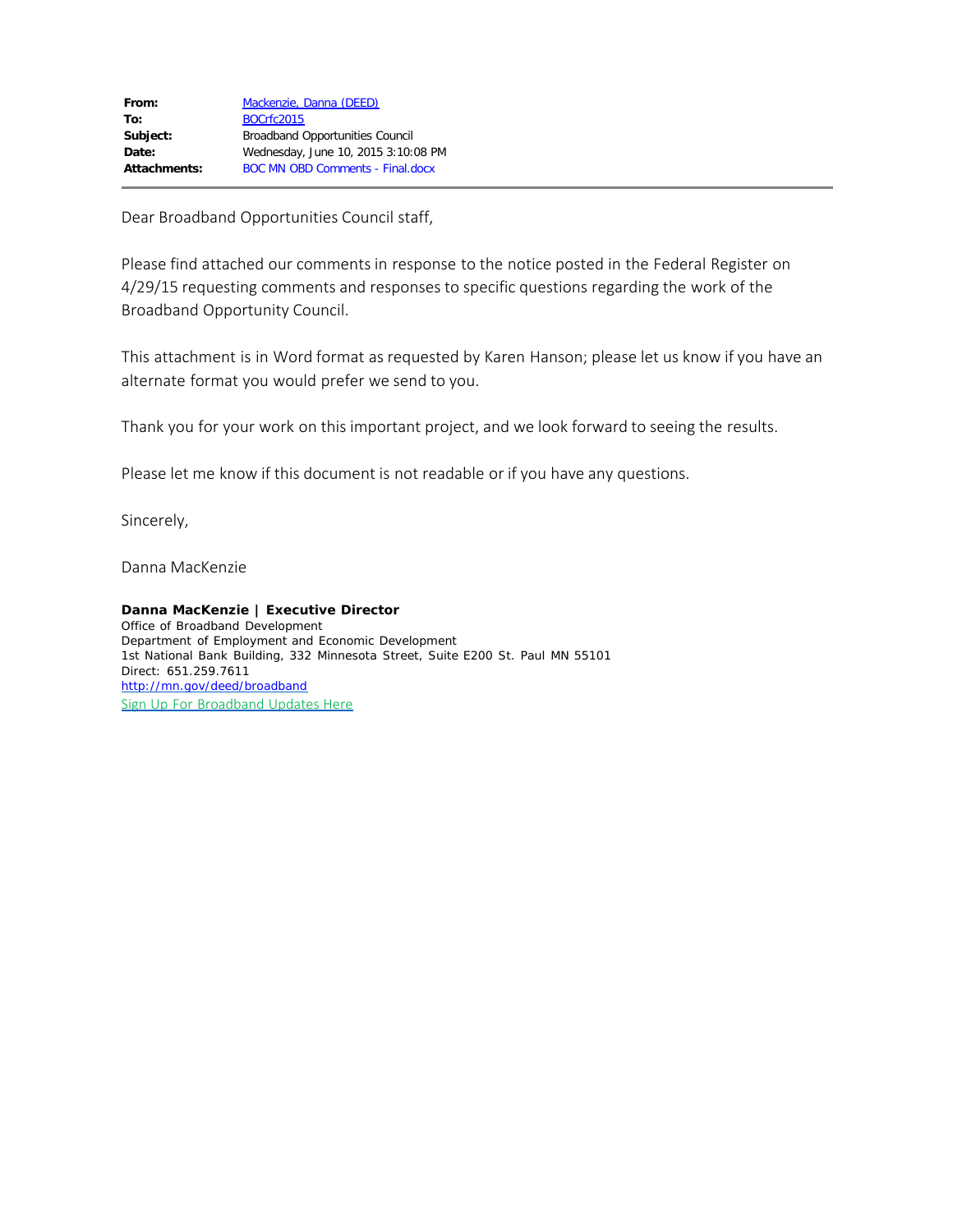| | |
|---|---|
| **From:** | Mackenzie, Danna (DEED) |
| **To:** | BOCrfc2015 |
| **Subject:** | Broadband Opportunities Council |
| **Date:** | Wednesday, June 10, 2015 3:10:08 PM |
| **Attachments:** | BOC MN OBD Comments - Final.docx |

---

Dear Broadband Opportunities Council staff,

Please find attached our comments in response to the notice posted in the Federal Register on 4/29/15 requesting comments and responses to specific questions regarding the work of the Broadband Opportunity Council.

This attachment is in Word format as requested by Karen Hanson; please let us know if you have an alternate format you would prefer we send to you.

Thank you for your work on this important project, and we look forward to seeing the results.

Please let me know if this document is not readable or if you have any questions.

Sincerely,

Danna MacKenzie

**Danna MacKenzie | Executive Director**
Office of Broadband Development
Department of Employment and Economic Development
1st National Bank Building, 332 Minnesota Street, Suite E200 St. Paul MN 55101
Direct: 651.259.7611
http://mn.gov/deed/broadband
Sign Up For Broadband Updates Here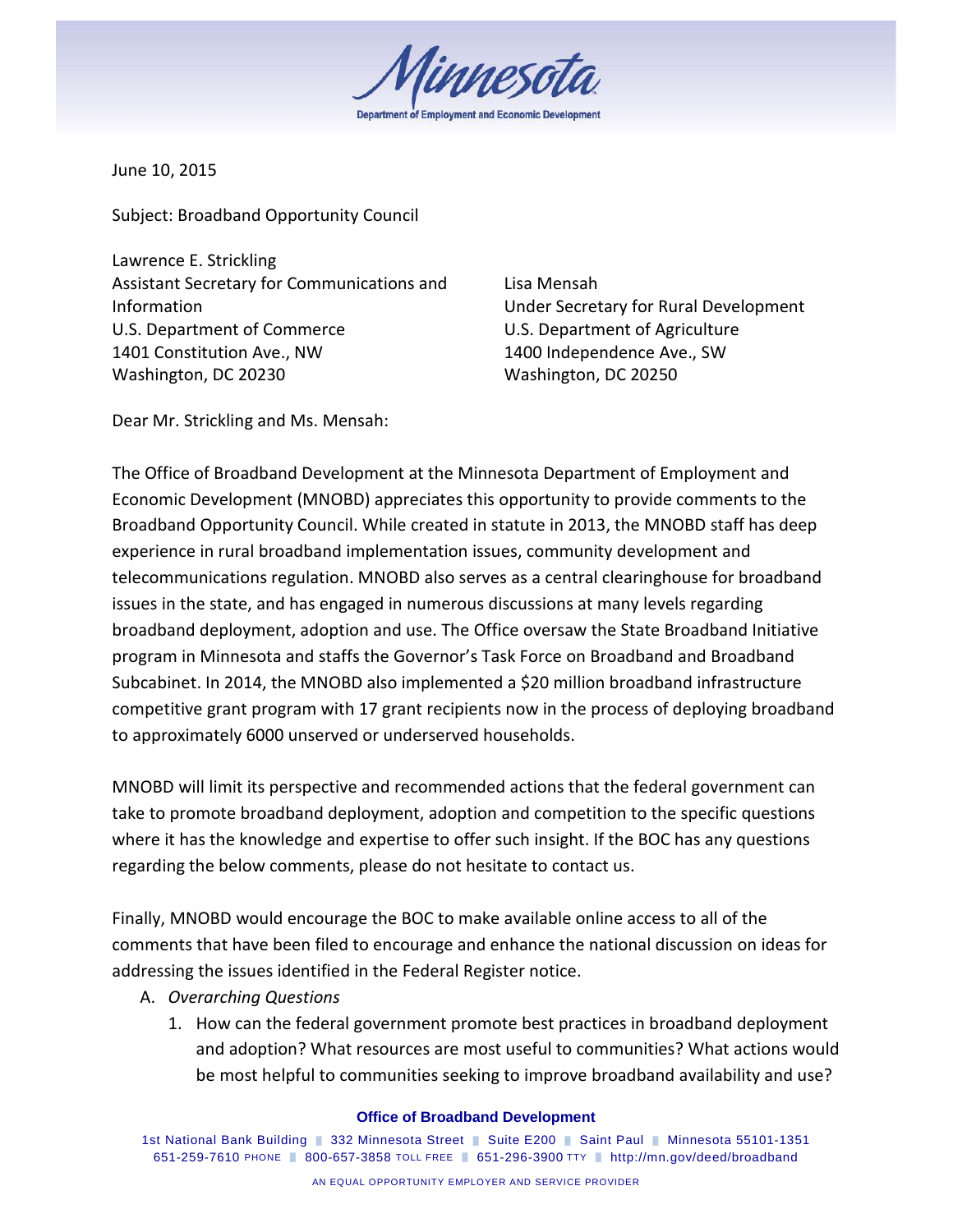June 10, 2015

Subject: Broadband Opportunity Council

Lawrence E. Strickling
Assistant Secretary for Communications and Information
U.S. Department of Commerce
1401 Constitution Ave., NW
Washington, DC 20230

Lisa Mensah
Under Secretary for Rural Development
U.S. Department of Agriculture
1400 Independence Ave., SW
Washington, DC 20250

Dear Mr. Strickling and Ms. Mensah:

The Office of Broadband Development at the Minnesota Department of Employment and Economic Development (MNOBD) appreciates this opportunity to provide comments to the Broadband Opportunity Council. While created in statute in 2013, the MNOBD staff has deep experience in rural broadband implementation issues, community development and telecommunications regulation. MNOBD also serves as a central clearinghouse for broadband issues in the state, and has engaged in numerous discussions at many levels regarding broadband deployment, adoption and use. The Office oversaw the State Broadband Initiative program in Minnesota and staffs the Governor's Task Force on Broadband and Broadband Subcabinet. In 2014, the MNOBD also implemented a $20 million broadband infrastructure competitive grant program with 17 grant recipients now in the process of deploying broadband to approximately 6000 unserved or underserved households.

MNOBD will limit its perspective and recommended actions that the federal government can take to promote broadband deployment, adoption and competition to the specific questions where it has the knowledge and expertise to offer such insight. If the BOC has any questions regarding the below comments, please do not hesitate to contact us.

Finally, MNOBD would encourage the BOC to make available online access to all of the comments that have been filed to encourage and enhance the national discussion on ideas for addressing the issues identified in the Federal Register notice.

A. *Overarching Questions*
   1. How can the federal government promote best practices in broadband deployment and adoption? What resources are most useful to communities? What actions would be most helpful to communities seeking to improve broadband availability and use?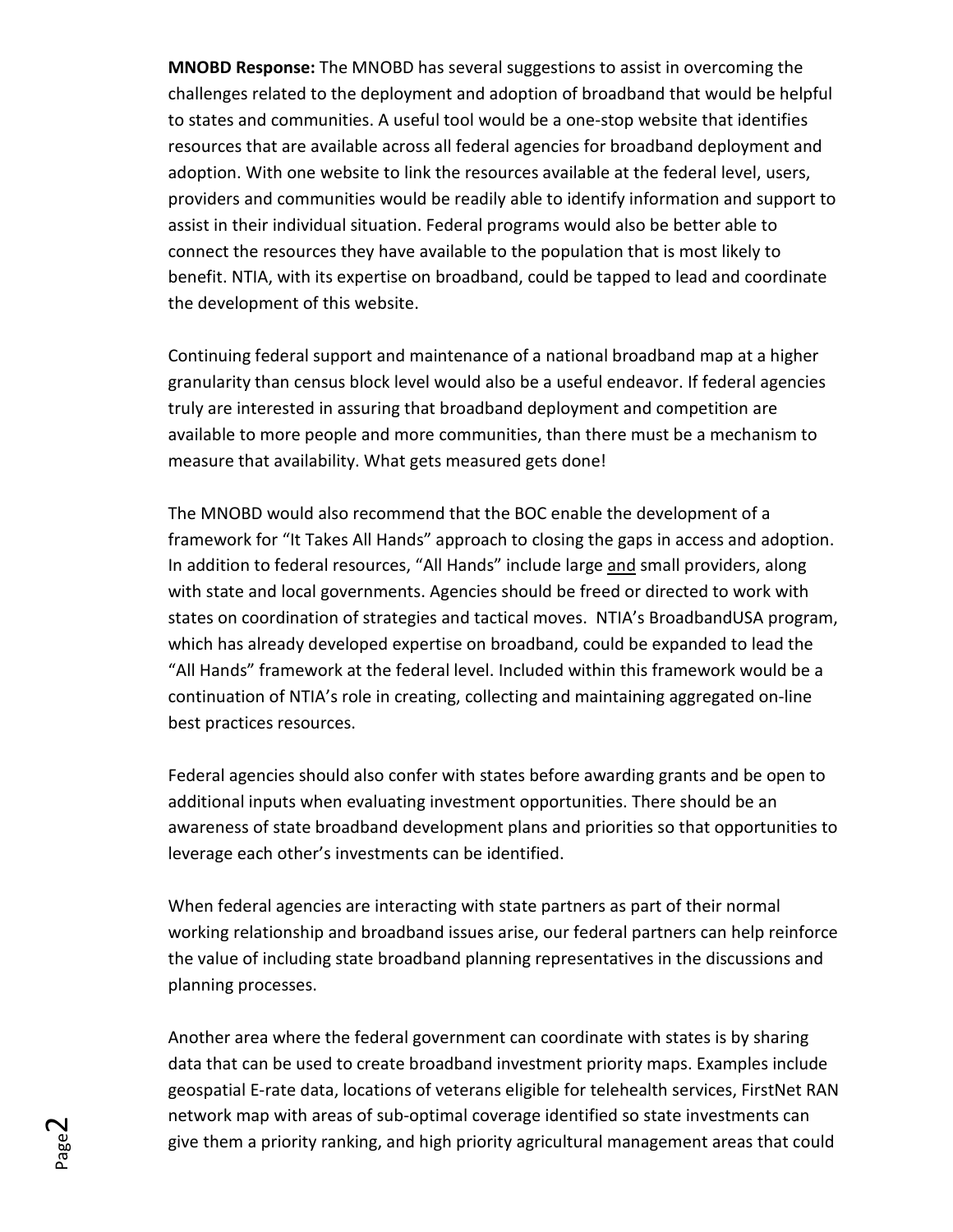**MNOBD Response:** The MNOBD has several suggestions to assist in overcoming the challenges related to the deployment and adoption of broadband that would be helpful to states and communities. A useful tool would be a one-stop website that identifies resources that are available across all federal agencies for broadband deployment and adoption. With one website to link the resources available at the federal level, users, providers and communities would be readily able to identify information and support to assist in their individual situation. Federal programs would also be better able to connect the resources they have available to the population that is most likely to benefit. NTIA, with its expertise on broadband, could be tapped to lead and coordinate the development of this website.

Continuing federal support and maintenance of a national broadband map at a higher granularity than census block level would also be a useful endeavor. If federal agencies truly are interested in assuring that broadband deployment and competition are available to more people and more communities, than there must be a mechanism to measure that availability. What gets measured gets done!

The MNOBD would also recommend that the BOC enable the development of a framework for "It Takes All Hands" approach to closing the gaps in access and adoption. In addition to federal resources, "All Hands" include large <u>and</u> small providers, along with state and local governments. Agencies should be freed or directed to work with states on coordination of strategies and tactical moves. NTIA's BroadbandUSA program, which has already developed expertise on broadband, could be expanded to lead the "All Hands" framework at the federal level. Included within this framework would be a continuation of NTIA's role in creating, collecting and maintaining aggregated on-line best practices resources.

Federal agencies should also confer with states before awarding grants and be open to additional inputs when evaluating investment opportunities. There should be an awareness of state broadband development plans and priorities so that opportunities to leverage each other's investments can be identified.

When federal agencies are interacting with state partners as part of their normal working relationship and broadband issues arise, our federal partners can help reinforce the value of including state broadband planning representatives in the discussions and planning processes.

Another area where the federal government can coordinate with states is by sharing data that can be used to create broadband investment priority maps. Examples include geospatial E-rate data, locations of veterans eligible for telehealth services, FirstNet RAN network map with areas of sub-optimal coverage identified so state investments can give them a priority ranking, and high priority agricultural management areas that could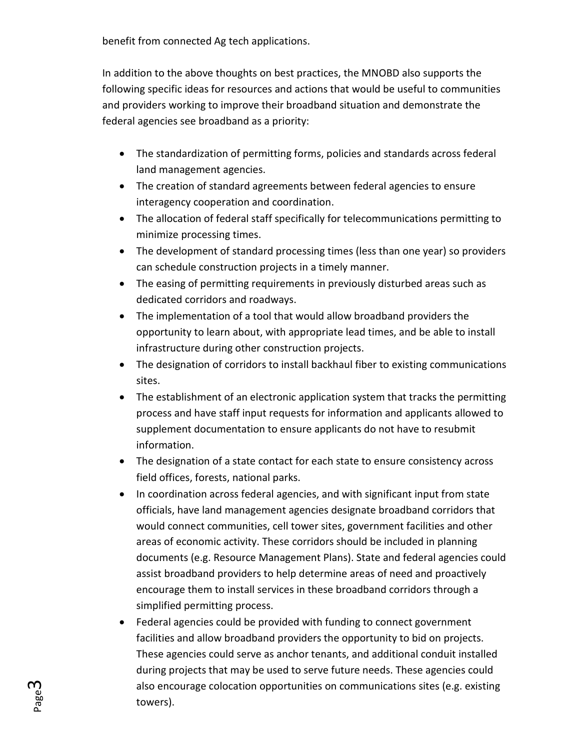benefit from connected Ag tech applications.

In addition to the above thoughts on best practices, the MNOBD also supports the following specific ideas for resources and actions that would be useful to communities and providers working to improve their broadband situation and demonstrate the federal agencies see broadband as a priority:

- The standardization of permitting forms, policies and standards across federal land management agencies.
- The creation of standard agreements between federal agencies to ensure interagency cooperation and coordination.
- The allocation of federal staff specifically for telecommunications permitting to minimize processing times.
- The development of standard processing times (less than one year) so providers can schedule construction projects in a timely manner.
- The easing of permitting requirements in previously disturbed areas such as dedicated corridors and roadways.
- The implementation of a tool that would allow broadband providers the opportunity to learn about, with appropriate lead times, and be able to install infrastructure during other construction projects.
- The designation of corridors to install backhaul fiber to existing communications sites.
- The establishment of an electronic application system that tracks the permitting process and have staff input requests for information and applicants allowed to supplement documentation to ensure applicants do not have to resubmit information.
- The designation of a state contact for each state to ensure consistency across field offices, forests, national parks.
- In coordination across federal agencies, and with significant input from state officials, have land management agencies designate broadband corridors that would connect communities, cell tower sites, government facilities and other areas of economic activity. These corridors should be included in planning documents (e.g. Resource Management Plans). State and federal agencies could assist broadband providers to help determine areas of need and proactively encourage them to install services in these broadband corridors through a simplified permitting process.
- Federal agencies could be provided with funding to connect government facilities and allow broadband providers the opportunity to bid on projects. These agencies could serve as anchor tenants, and additional conduit installed during projects that may be used to serve future needs. These agencies could also encourage colocation opportunities on communications sites (e.g. existing towers).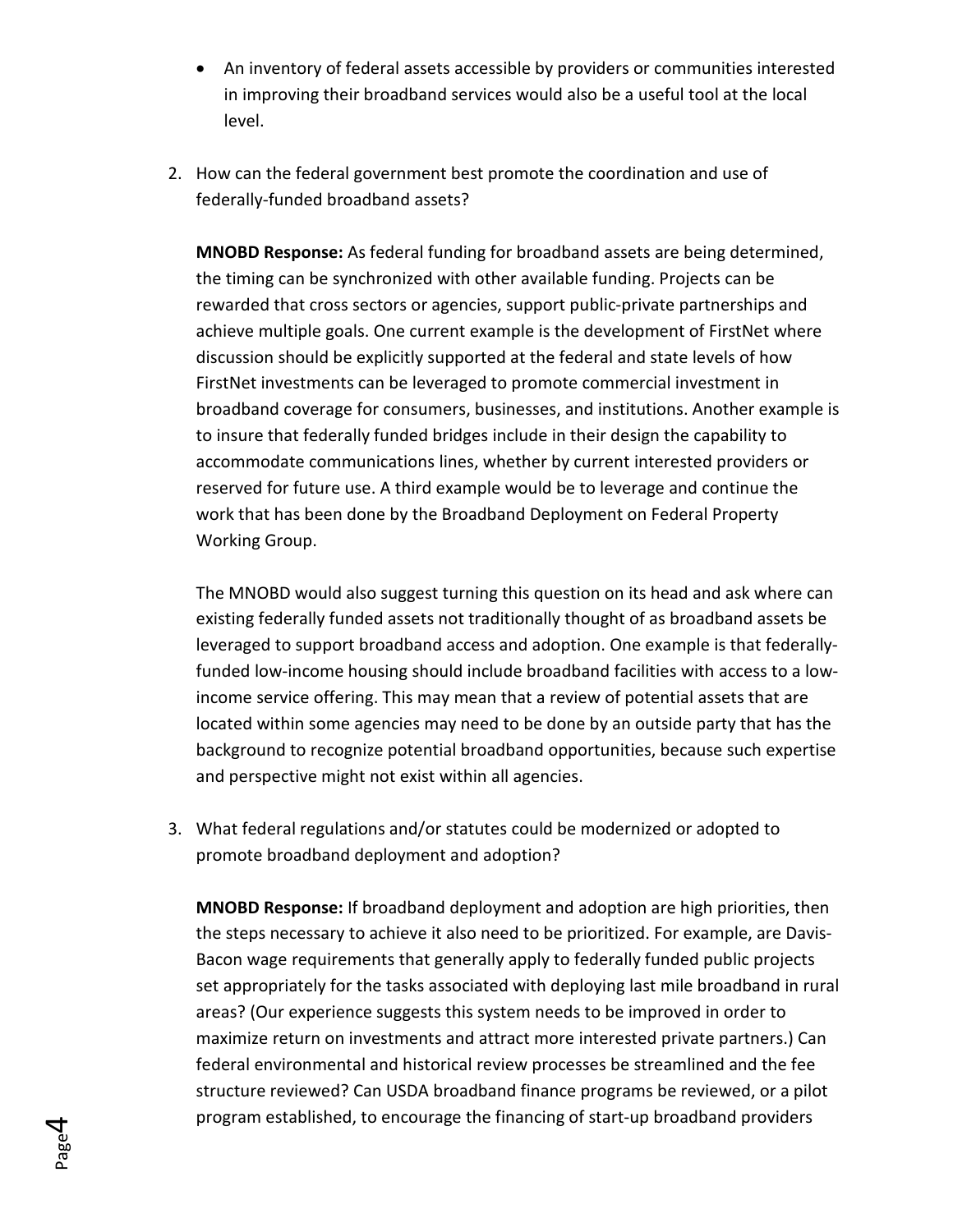- An inventory of federal assets accessible by providers or communities interested in improving their broadband services would also be a useful tool at the local level.

2. How can the federal government best promote the coordination and use of federally-funded broadband assets?

   **MNOBD Response:** As federal funding for broadband assets are being determined, the timing can be synchronized with other available funding. Projects can be rewarded that cross sectors or agencies, support public-private partnerships and achieve multiple goals. One current example is the development of FirstNet where discussion should be explicitly supported at the federal and state levels of how FirstNet investments can be leveraged to promote commercial investment in broadband coverage for consumers, businesses, and institutions. Another example is to insure that federally funded bridges include in their design the capability to accommodate communications lines, whether by current interested providers or reserved for future use. A third example would be to leverage and continue the work that has been done by the Broadband Deployment on Federal Property Working Group.

   The MNOBD would also suggest turning this question on its head and ask where can existing federally funded assets not traditionally thought of as broadband assets be leveraged to support broadband access and adoption. One example is that federally-funded low-income housing should include broadband facilities with access to a low-income service offering. This may mean that a review of potential assets that are located within some agencies may need to be done by an outside party that has the background to recognize potential broadband opportunities, because such expertise and perspective might not exist within all agencies.

3. What federal regulations and/or statutes could be modernized or adopted to promote broadband deployment and adoption?

   **MNOBD Response:** If broadband deployment and adoption are high priorities, then the steps necessary to achieve it also need to be prioritized. For example, are Davis-Bacon wage requirements that generally apply to federally funded public projects set appropriately for the tasks associated with deploying last mile broadband in rural areas? (Our experience suggests this system needs to be improved in order to maximize return on investments and attract more interested private partners.) Can federal environmental and historical review processes be streamlined and the fee structure reviewed? Can USDA broadband finance programs be reviewed, or a pilot program established, to encourage the financing of start-up broadband providers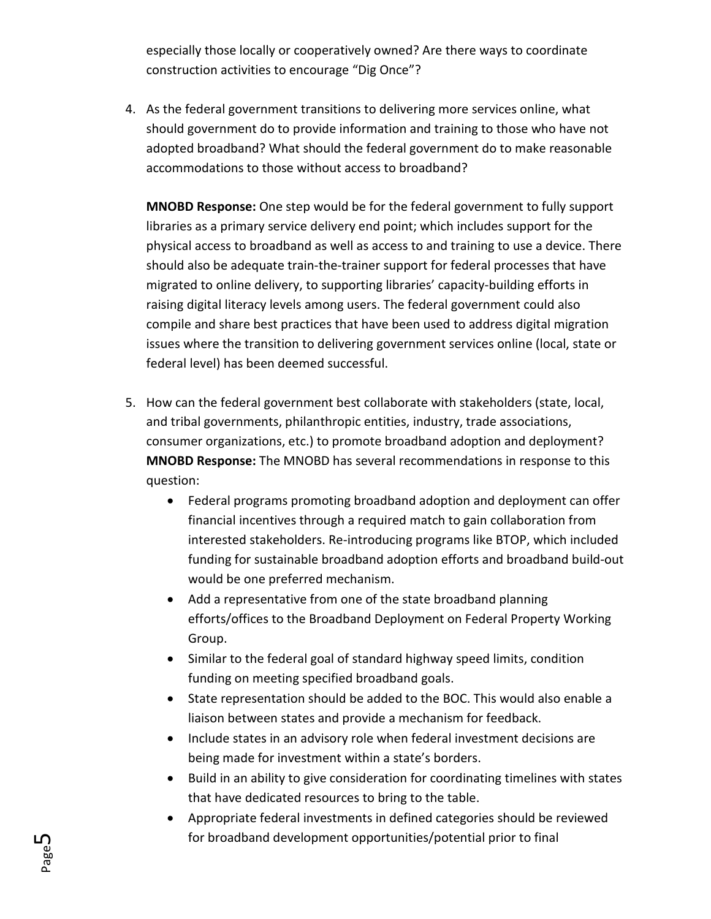especially those locally or cooperatively owned? Are there ways to coordinate construction activities to encourage "Dig Once"?

4. As the federal government transitions to delivering more services online, what should government do to provide information and training to those who have not adopted broadband? What should the federal government do to make reasonable accommodations to those without access to broadband?

   **MNOBD Response:** One step would be for the federal government to fully support libraries as a primary service delivery end point; which includes support for the physical access to broadband as well as access to and training to use a device. There should also be adequate train-the-trainer support for federal processes that have migrated to online delivery, to supporting libraries' capacity-building efforts in raising digital literacy levels among users. The federal government could also compile and share best practices that have been used to address digital migration issues where the transition to delivering government services online (local, state or federal level) has been deemed successful.

5. How can the federal government best collaborate with stakeholders (state, local, and tribal governments, philanthropic entities, industry, trade associations, consumer organizations, etc.) to promote broadband adoption and deployment?
   **MNOBD Response:** The MNOBD has several recommendations in response to this question:
   - Federal programs promoting broadband adoption and deployment can offer financial incentives through a required match to gain collaboration from interested stakeholders. Re-introducing programs like BTOP, which included funding for sustainable broadband adoption efforts and broadband build-out would be one preferred mechanism.
   - Add a representative from one of the state broadband planning efforts/offices to the Broadband Deployment on Federal Property Working Group.
   - Similar to the federal goal of standard highway speed limits, condition funding on meeting specified broadband goals.
   - State representation should be added to the BOC. This would also enable a liaison between states and provide a mechanism for feedback.
   - Include states in an advisory role when federal investment decisions are being made for investment within a state's borders.
   - Build in an ability to give consideration for coordinating timelines with states that have dedicated resources to bring to the table.
   - Appropriate federal investments in defined categories should be reviewed for broadband development opportunities/potential prior to final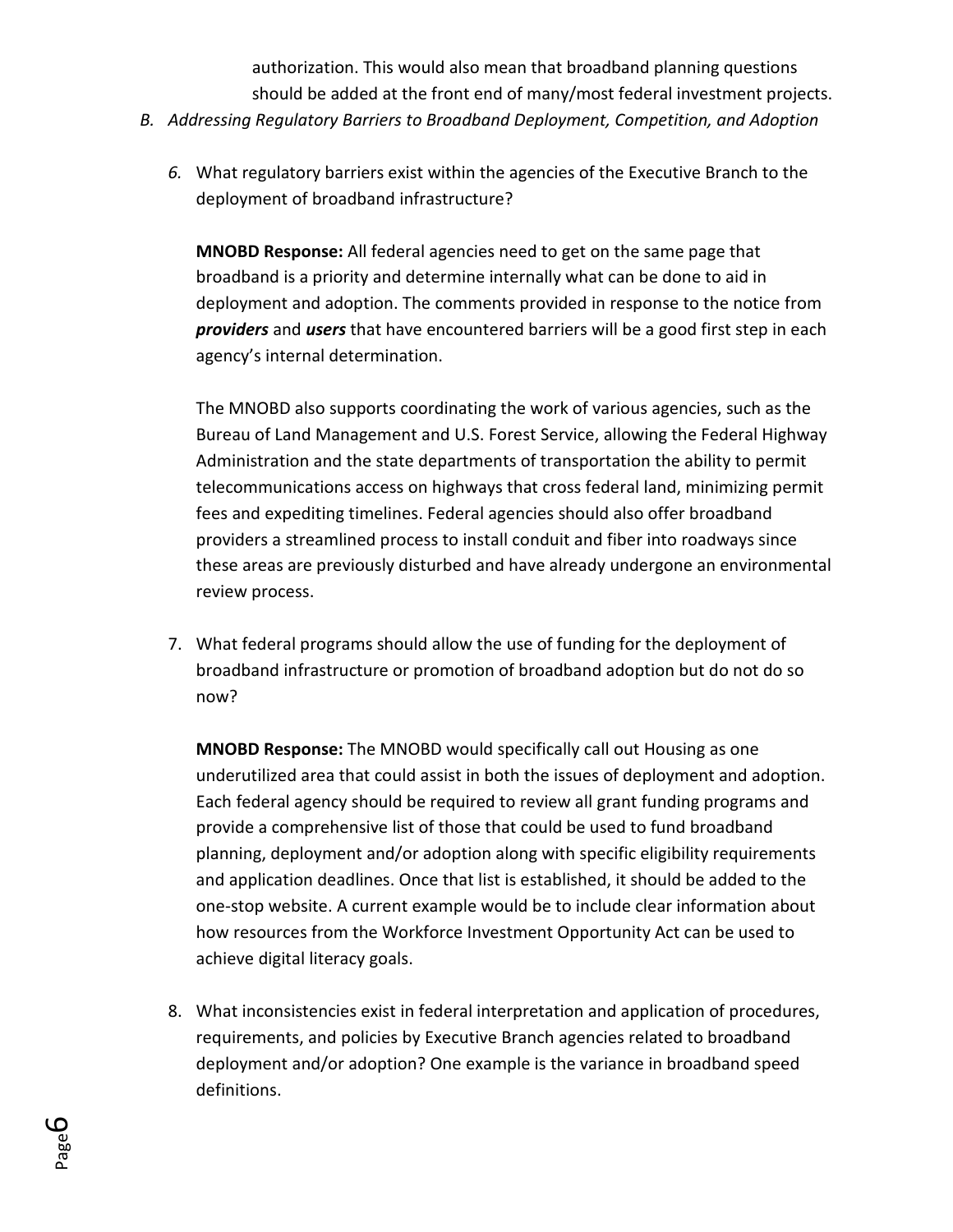authorization. This would also mean that broadband planning questions should be added at the front end of many/most federal investment projects.

B. *Addressing Regulatory Barriers to Broadband Deployment, Competition, and Adoption*

6. What regulatory barriers exist within the agencies of the Executive Branch to the deployment of broadband infrastructure?

   **MNOBD Response:** All federal agencies need to get on the same page that broadband is a priority and determine internally what can be done to aid in deployment and adoption. The comments provided in response to the notice from ***providers*** and ***users*** that have encountered barriers will be a good first step in each agency's internal determination.

   The MNOBD also supports coordinating the work of various agencies, such as the Bureau of Land Management and U.S. Forest Service, allowing the Federal Highway Administration and the state departments of transportation the ability to permit telecommunications access on highways that cross federal land, minimizing permit fees and expediting timelines. Federal agencies should also offer broadband providers a streamlined process to install conduit and fiber into roadways since these areas are previously disturbed and have already undergone an environmental review process.

7. What federal programs should allow the use of funding for the deployment of broadband infrastructure or promotion of broadband adoption but do not do so now?

   **MNOBD Response:** The MNOBD would specifically call out Housing as one underutilized area that could assist in both the issues of deployment and adoption. Each federal agency should be required to review all grant funding programs and provide a comprehensive list of those that could be used to fund broadband planning, deployment and/or adoption along with specific eligibility requirements and application deadlines. Once that list is established, it should be added to the one-stop website. A current example would be to include clear information about how resources from the Workforce Investment Opportunity Act can be used to achieve digital literacy goals.

8. What inconsistencies exist in federal interpretation and application of procedures, requirements, and policies by Executive Branch agencies related to broadband deployment and/or adoption? One example is the variance in broadband speed definitions.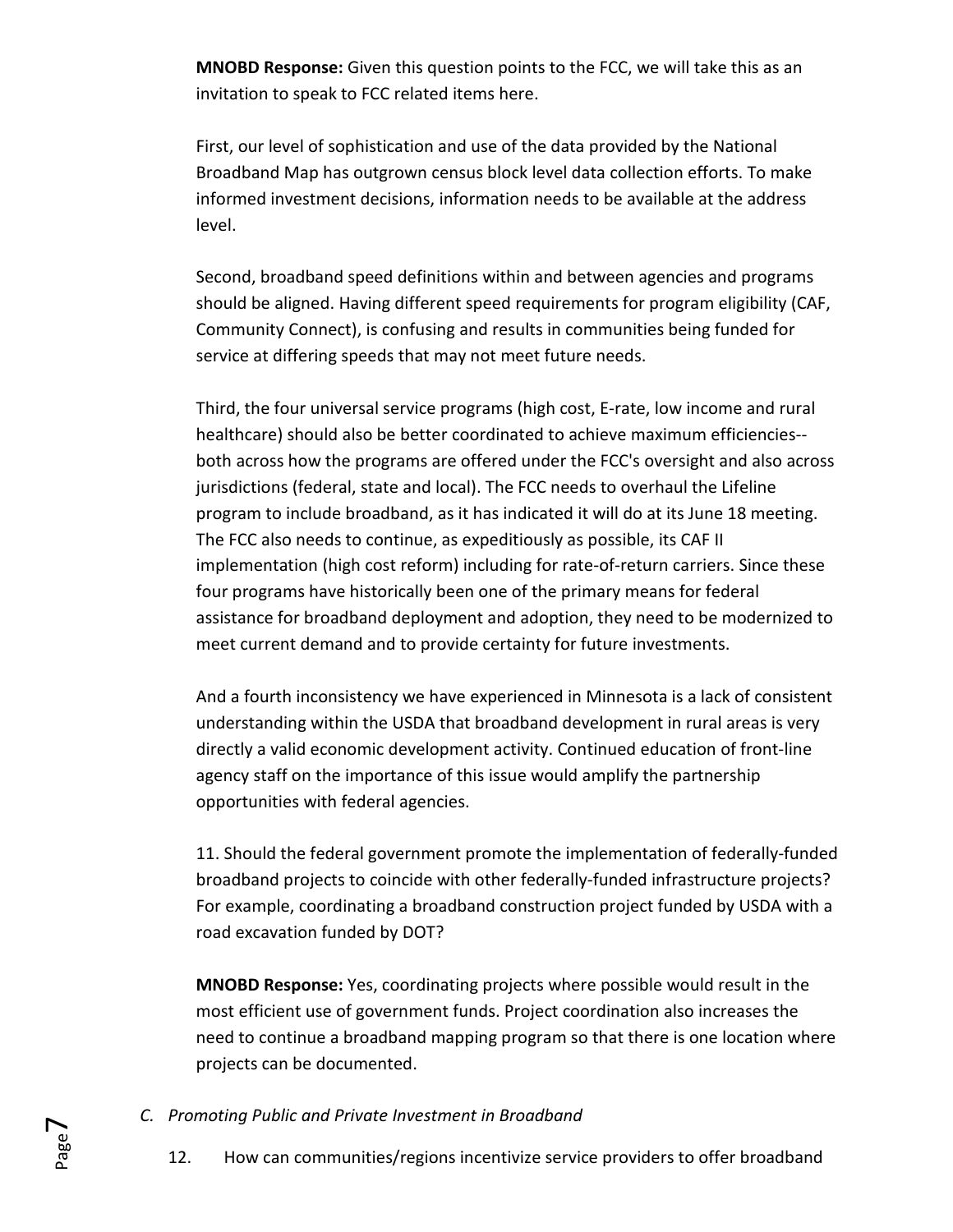**MNOBD Response:** Given this question points to the FCC, we will take this as an invitation to speak to FCC related items here.

First, our level of sophistication and use of the data provided by the National Broadband Map has outgrown census block level data collection efforts. To make informed investment decisions, information needs to be available at the address level.

Second, broadband speed definitions within and between agencies and programs should be aligned. Having different speed requirements for program eligibility (CAF, Community Connect), is confusing and results in communities being funded for service at differing speeds that may not meet future needs.

Third, the four universal service programs (high cost, E-rate, low income and rural healthcare) should also be better coordinated to achieve maximum efficiencies--both across how the programs are offered under the FCC's oversight and also across jurisdictions (federal, state and local). The FCC needs to overhaul the Lifeline program to include broadband, as it has indicated it will do at its June 18 meeting. The FCC also needs to continue, as expeditiously as possible, its CAF II implementation (high cost reform) including for rate-of-return carriers. Since these four programs have historically been one of the primary means for federal assistance for broadband deployment and adoption, they need to be modernized to meet current demand and to provide certainty for future investments.

And a fourth inconsistency we have experienced in Minnesota is a lack of consistent understanding within the USDA that broadband development in rural areas is very directly a valid economic development activity. Continued education of front-line agency staff on the importance of this issue would amplify the partnership opportunities with federal agencies.

11. Should the federal government promote the implementation of federally-funded broadband projects to coincide with other federally-funded infrastructure projects? For example, coordinating a broadband construction project funded by USDA with a road excavation funded by DOT?

**MNOBD Response:** Yes, coordinating projects where possible would result in the most efficient use of government funds. Project coordination also increases the need to continue a broadband mapping program so that there is one location where projects can be documented.

*C. Promoting Public and Private Investment in Broadband*

12. How can communities/regions incentivize service providers to offer broadband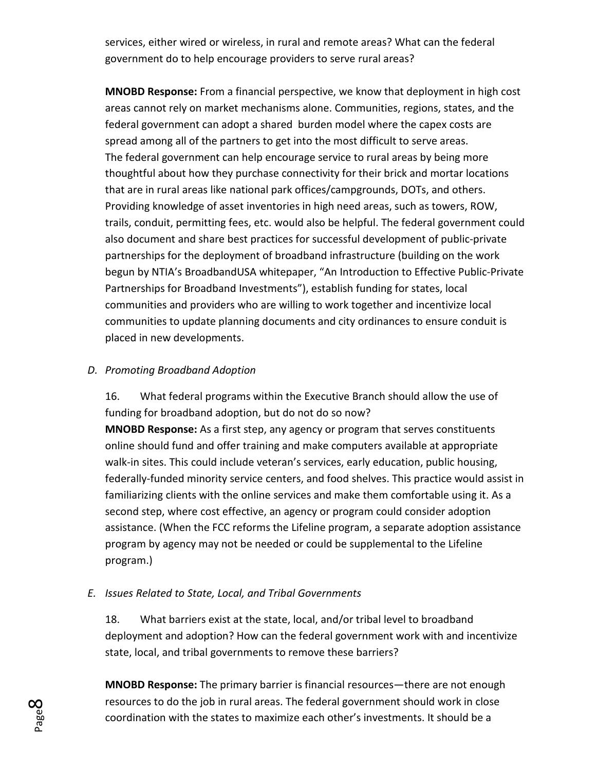services, either wired or wireless, in rural and remote areas? What can the federal government do to help encourage providers to serve rural areas?

**MNOBD Response:** From a financial perspective, we know that deployment in high cost areas cannot rely on market mechanisms alone. Communities, regions, states, and the federal government can adopt a shared burden model where the capex costs are spread among all of the partners to get into the most difficult to serve areas. The federal government can help encourage service to rural areas by being more thoughtful about how they purchase connectivity for their brick and mortar locations that are in rural areas like national park offices/campgrounds, DOTs, and others. Providing knowledge of asset inventories in high need areas, such as towers, ROW, trails, conduit, permitting fees, etc. would also be helpful. The federal government could also document and share best practices for successful development of public-private partnerships for the deployment of broadband infrastructure (building on the work begun by NTIA's BroadbandUSA whitepaper, "An Introduction to Effective Public-Private Partnerships for Broadband Investments"), establish funding for states, local communities and providers who are willing to work together and incentivize local communities to update planning documents and city ordinances to ensure conduit is placed in new developments.

*D. Promoting Broadband Adoption*

16. What federal programs within the Executive Branch should allow the use of funding for broadband adoption, but do not do so now?

**MNOBD Response:** As a first step, any agency or program that serves constituents online should fund and offer training and make computers available at appropriate walk-in sites. This could include veteran's services, early education, public housing, federally-funded minority service centers, and food shelves. This practice would assist in familiarizing clients with the online services and make them comfortable using it. As a second step, where cost effective, an agency or program could consider adoption assistance. (When the FCC reforms the Lifeline program, a separate adoption assistance program by agency may not be needed or could be supplemental to the Lifeline program.)

*E. Issues Related to State, Local, and Tribal Governments*

18. What barriers exist at the state, local, and/or tribal level to broadband deployment and adoption? How can the federal government work with and incentivize state, local, and tribal governments to remove these barriers?

**MNOBD Response:** The primary barrier is financial resources—there are not enough resources to do the job in rural areas. The federal government should work in close coordination with the states to maximize each other's investments. It should be a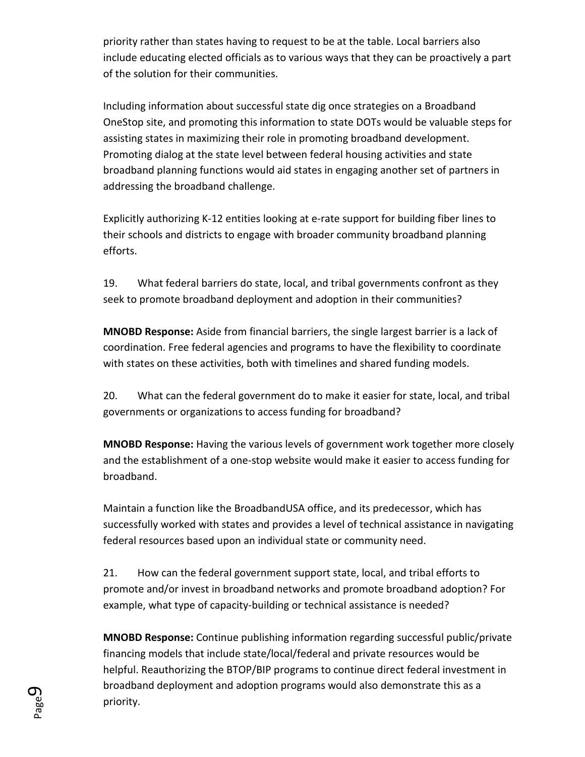priority rather than states having to request to be at the table. Local barriers also include educating elected officials as to various ways that they can be proactively a part of the solution for their communities.

Including information about successful state dig once strategies on a Broadband OneStop site, and promoting this information to state DOTs would be valuable steps for assisting states in maximizing their role in promoting broadband development. Promoting dialog at the state level between federal housing activities and state broadband planning functions would aid states in engaging another set of partners in addressing the broadband challenge.

Explicitly authorizing K-12 entities looking at e-rate support for building fiber lines to their schools and districts to engage with broader community broadband planning efforts.

19. What federal barriers do state, local, and tribal governments confront as they seek to promote broadband deployment and adoption in their communities?

**MNOBD Response:** Aside from financial barriers, the single largest barrier is a lack of coordination. Free federal agencies and programs to have the flexibility to coordinate with states on these activities, both with timelines and shared funding models.

20. What can the federal government do to make it easier for state, local, and tribal governments or organizations to access funding for broadband?

**MNOBD Response:** Having the various levels of government work together more closely and the establishment of a one-stop website would make it easier to access funding for broadband.

Maintain a function like the BroadbandUSA office, and its predecessor, which has successfully worked with states and provides a level of technical assistance in navigating federal resources based upon an individual state or community need.

21. How can the federal government support state, local, and tribal efforts to promote and/or invest in broadband networks and promote broadband adoption? For example, what type of capacity-building or technical assistance is needed?

**MNOBD Response:** Continue publishing information regarding successful public/private financing models that include state/local/federal and private resources would be helpful. Reauthorizing the BTOP/BIP programs to continue direct federal investment in broadband deployment and adoption programs would also demonstrate this as a priority.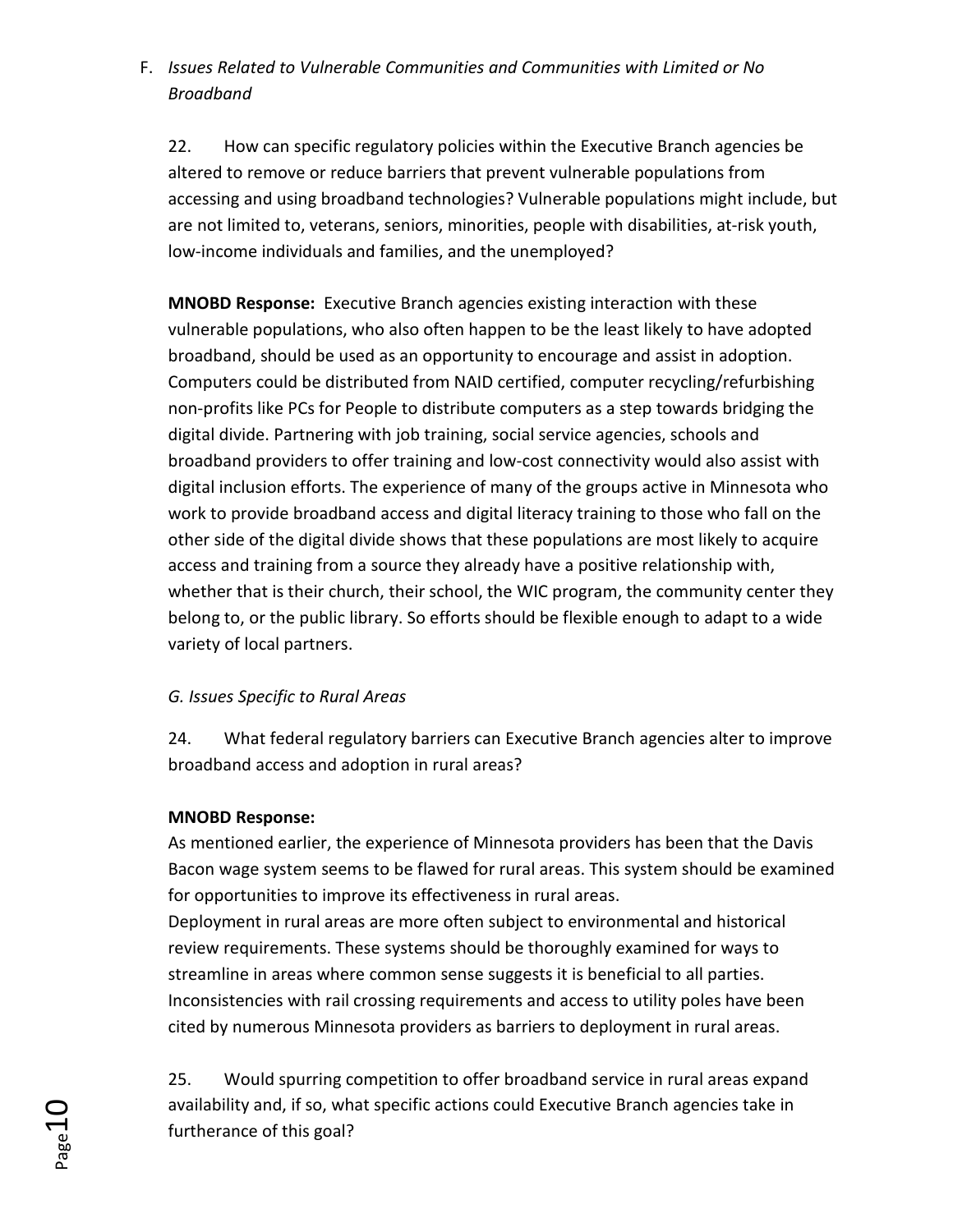F. *Issues Related to Vulnerable Communities and Communities with Limited or No Broadband*

22. How can specific regulatory policies within the Executive Branch agencies be altered to remove or reduce barriers that prevent vulnerable populations from accessing and using broadband technologies? Vulnerable populations might include, but are not limited to, veterans, seniors, minorities, people with disabilities, at-risk youth, low-income individuals and families, and the unemployed?

**MNOBD Response:** Executive Branch agencies existing interaction with these vulnerable populations, who also often happen to be the least likely to have adopted broadband, should be used as an opportunity to encourage and assist in adoption. Computers could be distributed from NAID certified, computer recycling/refurbishing non-profits like PCs for People to distribute computers as a step towards bridging the digital divide. Partnering with job training, social service agencies, schools and broadband providers to offer training and low-cost connectivity would also assist with digital inclusion efforts. The experience of many of the groups active in Minnesota who work to provide broadband access and digital literacy training to those who fall on the other side of the digital divide shows that these populations are most likely to acquire access and training from a source they already have a positive relationship with, whether that is their church, their school, the WIC program, the community center they belong to, or the public library. So efforts should be flexible enough to adapt to a wide variety of local partners.

*G. Issues Specific to Rural Areas*

24. What federal regulatory barriers can Executive Branch agencies alter to improve broadband access and adoption in rural areas?

**MNOBD Response:**
As mentioned earlier, the experience of Minnesota providers has been that the Davis Bacon wage system seems to be flawed for rural areas. This system should be examined for opportunities to improve its effectiveness in rural areas.
Deployment in rural areas are more often subject to environmental and historical review requirements. These systems should be thoroughly examined for ways to streamline in areas where common sense suggests it is beneficial to all parties.
Inconsistencies with rail crossing requirements and access to utility poles have been cited by numerous Minnesota providers as barriers to deployment in rural areas.

25. Would spurring competition to offer broadband service in rural areas expand availability and, if so, what specific actions could Executive Branch agencies take in furtherance of this goal?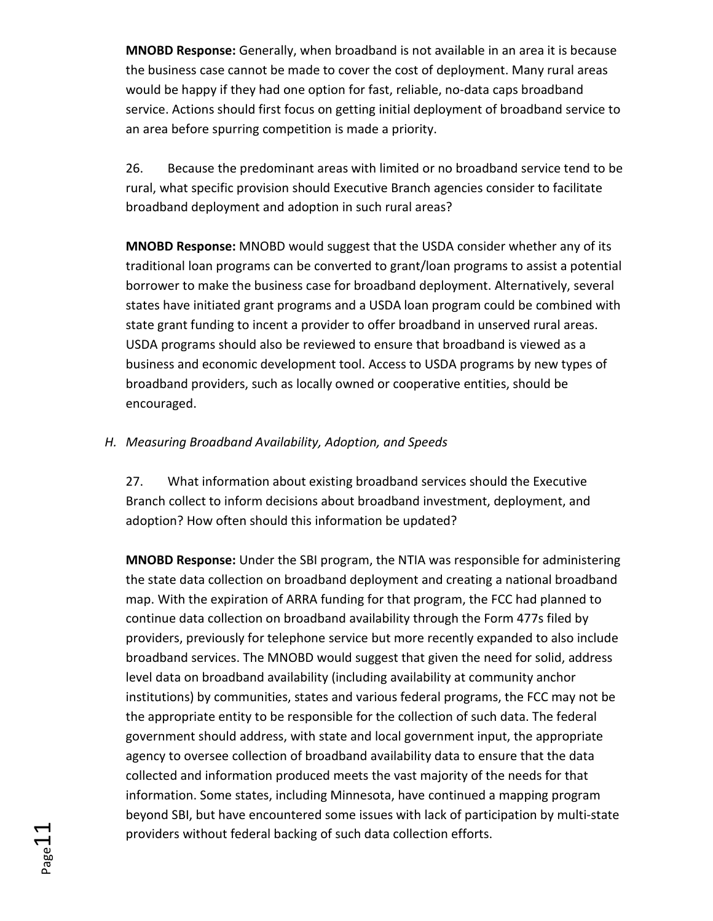**MNOBD Response:** Generally, when broadband is not available in an area it is because the business case cannot be made to cover the cost of deployment. Many rural areas would be happy if they had one option for fast, reliable, no-data caps broadband service. Actions should first focus on getting initial deployment of broadband service to an area before spurring competition is made a priority.

26. Because the predominant areas with limited or no broadband service tend to be rural, what specific provision should Executive Branch agencies consider to facilitate broadband deployment and adoption in such rural areas?

**MNOBD Response:** MNOBD would suggest that the USDA consider whether any of its traditional loan programs can be converted to grant/loan programs to assist a potential borrower to make the business case for broadband deployment. Alternatively, several states have initiated grant programs and a USDA loan program could be combined with state grant funding to incent a provider to offer broadband in unserved rural areas. USDA programs should also be reviewed to ensure that broadband is viewed as a business and economic development tool. Access to USDA programs by new types of broadband providers, such as locally owned or cooperative entities, should be encouraged.

*H. Measuring Broadband Availability, Adoption, and Speeds*

27. What information about existing broadband services should the Executive Branch collect to inform decisions about broadband investment, deployment, and adoption? How often should this information be updated?

**MNOBD Response:** Under the SBI program, the NTIA was responsible for administering the state data collection on broadband deployment and creating a national broadband map. With the expiration of ARRA funding for that program, the FCC had planned to continue data collection on broadband availability through the Form 477s filed by providers, previously for telephone service but more recently expanded to also include broadband services. The MNOBD would suggest that given the need for solid, address level data on broadband availability (including availability at community anchor institutions) by communities, states and various federal programs, the FCC may not be the appropriate entity to be responsible for the collection of such data. The federal government should address, with state and local government input, the appropriate agency to oversee collection of broadband availability data to ensure that the data collected and information produced meets the vast majority of the needs for that information. Some states, including Minnesota, have continued a mapping program beyond SBI, but have encountered some issues with lack of participation by multi-state providers without federal backing of such data collection efforts.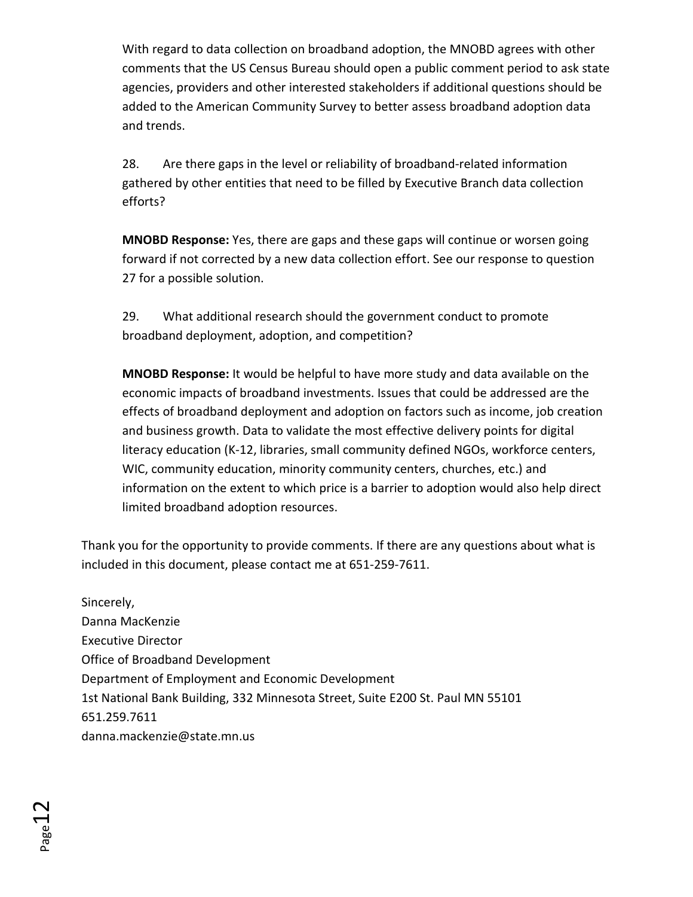With regard to data collection on broadband adoption, the MNOBD agrees with other comments that the US Census Bureau should open a public comment period to ask state agencies, providers and other interested stakeholders if additional questions should be added to the American Community Survey to better assess broadband adoption data and trends.

28. Are there gaps in the level or reliability of broadband-related information gathered by other entities that need to be filled by Executive Branch data collection efforts?

**MNOBD Response:** Yes, there are gaps and these gaps will continue or worsen going forward if not corrected by a new data collection effort. See our response to question 27 for a possible solution.

29. What additional research should the government conduct to promote broadband deployment, adoption, and competition?

**MNOBD Response:** It would be helpful to have more study and data available on the economic impacts of broadband investments. Issues that could be addressed are the effects of broadband deployment and adoption on factors such as income, job creation and business growth. Data to validate the most effective delivery points for digital literacy education (K-12, libraries, small community defined NGOs, workforce centers, WIC, community education, minority community centers, churches, etc.) and information on the extent to which price is a barrier to adoption would also help direct limited broadband adoption resources.

Thank you for the opportunity to provide comments. If there are any questions about what is included in this document, please contact me at 651-259-7611.

Sincerely,
Danna MacKenzie
Executive Director
Office of Broadband Development
Department of Employment and Economic Development
1st National Bank Building, 332 Minnesota Street, Suite E200 St. Paul MN 55101
651.259.7611
danna.mackenzie@state.mn.us